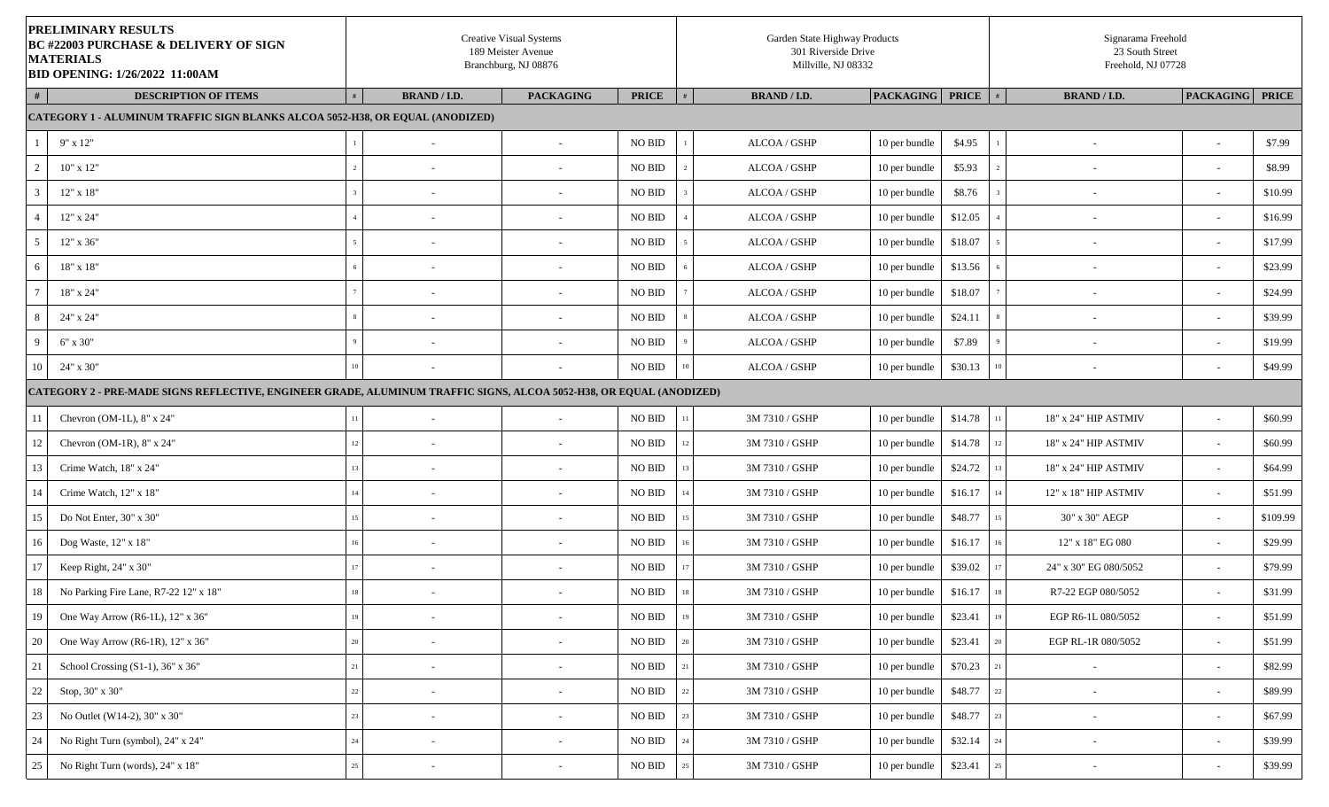**PRELIMINARY RESULTS**
**BC #22003 PURCHASE & DELIVERY OF SIGN MATERIALS**
**BID OPENING: 1/26/2022 11:00AM**

| # | DESCRIPTION OF ITEMS | Creative Visual Systems, 189 Meister Avenue, Branchburg, NJ 08876 | | | | Garden State Highway Products, 301 Riverside Drive, Millville, NJ 08332 | | | | Signarama Freehold, 23 South Street, Freehold, NJ 07728 | | |
|---|---|---|---|---|---|---|---|---|---|---|---|---|
| | | # | BRAND / I.D. | PACKAGING | PRICE | # | BRAND / I.D. | PACKAGING | PRICE | # | BRAND / I.D. | PACKAGING | PRICE |
| **CATEGORY 1 - ALUMINUM TRAFFIC SIGN BLANKS ALCOA 5052-H38, OR EQUAL (ANODIZED)** | | | | | | | | | | | | | |
| 1 | 9" x 12" | 1 | - | - | NO BID | 1 | ALCOA / GSHP | 10 per bundle | $4.95 | 1 | - | - | $7.99 |
| 2 | 10" x 12" | 2 | - | - | NO BID | 2 | ALCOA / GSHP | 10 per bundle | $5.93 | 2 | - | - | $8.99 |
| 3 | 12" x 18" | 3 | - | - | NO BID | 3 | ALCOA / GSHP | 10 per bundle | $8.76 | 3 | - | - | $10.99 |
| 4 | 12" x 24" | 4 | - | - | NO BID | 4 | ALCOA / GSHP | 10 per bundle | $12.05 | 4 | - | - | $16.99 |
| 5 | 12" x 36" | 5 | - | - | NO BID | 5 | ALCOA / GSHP | 10 per bundle | $18.07 | 5 | - | - | $17.99 |
| 6 | 18" x 18" | 6 | - | - | NO BID | 6 | ALCOA / GSHP | 10 per bundle | $13.56 | 6 | - | - | $23.99 |
| 7 | 18" x 24" | 7 | - | - | NO BID | 7 | ALCOA / GSHP | 10 per bundle | $18.07 | 7 | - | - | $24.99 |
| 8 | 24" x 24" | 8 | - | - | NO BID | 8 | ALCOA / GSHP | 10 per bundle | $24.11 | 8 | - | - | $39.99 |
| 9 | 6" x 30" | 9 | - | - | NO BID | 9 | ALCOA / GSHP | 10 per bundle | $7.89 | 9 | - | - | $19.99 |
| 10 | 24" x 30" | 10 | - | - | NO BID | 10 | ALCOA / GSHP | 10 per bundle | $30.13 | 10 | - | - | $49.99 |
| **CATEGORY 2 - PRE-MADE SIGNS REFLECTIVE, ENGINEER GRADE, ALUMINUM TRAFFIC SIGNS, ALCOA 5052-H38, OR EQUAL (ANODIZED)** | | | | | | | | | | | | | |
| 11 | Chevron (OM-1L), 8" x 24" | 11 | - | - | NO BID | 11 | 3M 7310 / GSHP | 10 per bundle | $14.78 | 11 | 18" x 24" HIP ASTMIV | - | $60.99 |
| 12 | Chevron (OM-1R), 8" x 24" | 12 | - | - | NO BID | 12 | 3M 7310 / GSHP | 10 per bundle | $14.78 | 12 | 18" x 24" HIP ASTMIV | - | $60.99 |
| 13 | Crime Watch, 18" x 24" | 13 | - | - | NO BID | 13 | 3M 7310 / GSHP | 10 per bundle | $24.72 | 13 | 18" x 24" HIP ASTMIV | - | $64.99 |
| 14 | Crime Watch, 12" x 18" | 14 | - | - | NO BID | 14 | 3M 7310 / GSHP | 10 per bundle | $16.17 | 14 | 12" x 18" HIP ASTMIV | - | $51.99 |
| 15 | Do Not Enter, 30" x 30" | 15 | - | - | NO BID | 15 | 3M 7310 / GSHP | 10 per bundle | $48.77 | 15 | 30" x 30" AEGP | - | $109.99 |
| 16 | Dog Waste, 12" x 18" | 16 | - | - | NO BID | 16 | 3M 7310 / GSHP | 10 per bundle | $16.17 | 16 | 12" x 18" EG 080 | - | $29.99 |
| 17 | Keep Right, 24" x 30" | 17 | - | - | NO BID | 17 | 3M 7310 / GSHP | 10 per bundle | $39.02 | 17 | 24" x 30" EG 080/5052 | - | $79.99 |
| 18 | No Parking Fire Lane, R7-22 12" x 18" | 18 | - | - | NO BID | 18 | 3M 7310 / GSHP | 10 per bundle | $16.17 | 18 | R7-22 EGP 080/5052 | - | $31.99 |
| 19 | One Way Arrow (R6-1L), 12" x 36" | 19 | - | - | NO BID | 19 | 3M 7310 / GSHP | 10 per bundle | $23.41 | 19 | EGP R6-1L 080/5052 | - | $51.99 |
| 20 | One Way Arrow (R6-1R), 12" x 36" | 20 | - | - | NO BID | 20 | 3M 7310 / GSHP | 10 per bundle | $23.41 | 20 | EGP RL-1R 080/5052 | - | $51.99 |
| 21 | School Crossing (S1-1), 36" x 36" | 21 | - | - | NO BID | 21 | 3M 7310 / GSHP | 10 per bundle | $70.23 | 21 | - | - | $82.99 |
| 22 | Stop, 30" x 30" | 22 | - | - | NO BID | 22 | 3M 7310 / GSHP | 10 per bundle | $48.77 | 22 | - | - | $89.99 |
| 23 | No Outlet (W14-2), 30" x 30" | 23 | - | - | NO BID | 23 | 3M 7310 / GSHP | 10 per bundle | $48.77 | 23 | - | - | $67.99 |
| 24 | No Right Turn (symbol), 24" x 24" | 24 | - | - | NO BID | 24 | 3M 7310 / GSHP | 10 per bundle | $32.14 | 24 | - | - | $39.99 |
| 25 | No Right Turn (words), 24" x 18" | 25 | - | - | NO BID | 25 | 3M 7310 / GSHP | 10 per bundle | $23.41 | 25 | - | - | $39.99 |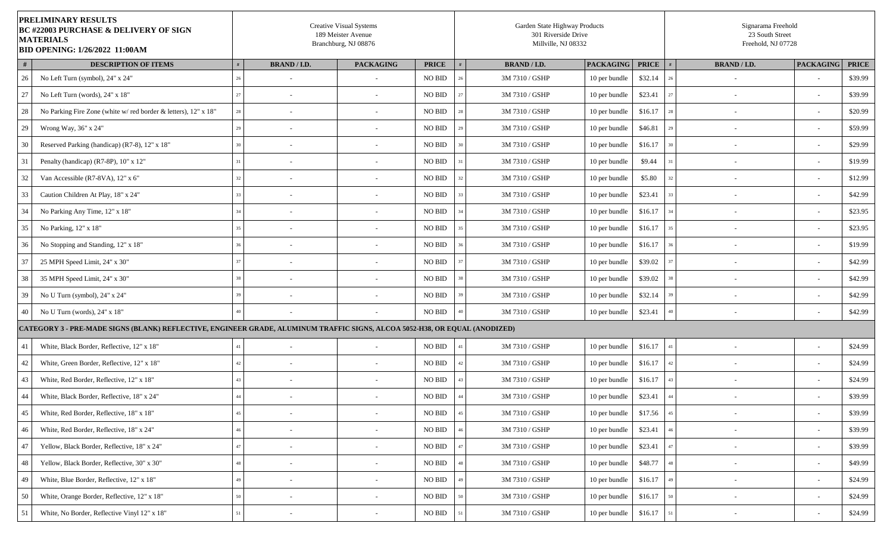| **PRELIMINARY RESULTS BC #22003 PURCHASE & DELIVERY OF SIGN MATERIALS BID OPENING: 1/26/2022 11:00AM** | | Creative Visual Systems 189 Meister Avenue Branchburg, NJ 08876 | | | | Garden State Highway Products 301 Riverside Drive Millville, NJ 08332 | | | | Signarama Freehold 23 South Street Freehold, NJ 07728 | | |
|---|---|---|---|---|---|---|---|---|---|---|---|---|
| **#** | **DESCRIPTION OF ITEMS** | **#** | **BRAND / I.D.** | **PACKAGING** | **PRICE** | **#** | **BRAND / I.D.** | **PACKAGING** | **PRICE** | **#** | **BRAND / I.D.** | **PACKAGING** | **PRICE** |
| 26 | No Left Turn (symbol), 24" x 24" | 26 | - | - | NO BID | 26 | 3M 7310 / GSHP | 10 per bundle | $32.14 | 26 | - | - | $39.99 |
| 27 | No Left Turn (words), 24" x 18" | 27 | - | - | NO BID | 27 | 3M 7310 / GSHP | 10 per bundle | $23.41 | 27 | - | - | $39.99 |
| 28 | No Parking Fire Zone (white w/ red border & letters), 12" x 18" | 28 | - | - | NO BID | 28 | 3M 7310 / GSHP | 10 per bundle | $16.17 | 28 | - | - | $20.99 |
| 29 | Wrong Way, 36" x 24" | 29 | - | - | NO BID | 29 | 3M 7310 / GSHP | 10 per bundle | $46.81 | 29 | - | - | $59.99 |
| 30 | Reserved Parking (handicap) (R7-8), 12" x 18" | 30 | - | - | NO BID | 30 | 3M 7310 / GSHP | 10 per bundle | $16.17 | 30 | - | - | $29.99 |
| 31 | Penalty (handicap) (R7-8P), 10" x 12" | 31 | - | - | NO BID | 31 | 3M 7310 / GSHP | 10 per bundle | $9.44 | 31 | - | - | $19.99 |
| 32 | Van Accessible (R7-8VA), 12" x 6" | 32 | - | - | NO BID | 32 | 3M 7310 / GSHP | 10 per bundle | $5.80 | 32 | - | - | $12.99 |
| 33 | Caution Children At Play, 18" x 24" | 33 | - | - | NO BID | 33 | 3M 7310 / GSHP | 10 per bundle | $23.41 | 33 | - | - | $42.99 |
| 34 | No Parking Any Time, 12" x 18" | 34 | - | - | NO BID | 34 | 3M 7310 / GSHP | 10 per bundle | $16.17 | 34 | - | - | $23.95 |
| 35 | No Parking, 12" x 18" | 35 | - | - | NO BID | 35 | 3M 7310 / GSHP | 10 per bundle | $16.17 | 35 | - | - | $23.95 |
| 36 | No Stopping and Standing, 12" x 18" | 36 | - | - | NO BID | 36 | 3M 7310 / GSHP | 10 per bundle | $16.17 | 36 | - | - | $19.99 |
| 37 | 25 MPH Speed Limit, 24" x 30" | 37 | - | - | NO BID | 37 | 3M 7310 / GSHP | 10 per bundle | $39.02 | 37 | - | - | $42.99 |
| 38 | 35 MPH Speed Limit, 24" x 30" | 38 | - | - | NO BID | 38 | 3M 7310 / GSHP | 10 per bundle | $39.02 | 38 | - | - | $42.99 |
| 39 | No U Turn (symbol), 24" x 24" | 39 | - | - | NO BID | 39 | 3M 7310 / GSHP | 10 per bundle | $32.14 | 39 | - | - | $42.99 |
| 40 | No U Turn (words), 24" x 18" | 40 | - | - | NO BID | 40 | 3M 7310 / GSHP | 10 per bundle | $23.41 | 40 | - | - | $42.99 |
| **CATEGORY 3 - PRE-MADE SIGNS (BLANK) REFLECTIVE, ENGINEER GRADE, ALUMINUM TRAFFIC SIGNS, ALCOA 5052-H38, OR EQUAL (ANODIZED)** | | | | | | | | | | | | | |
| 41 | White, Black Border, Reflective, 12" x 18" | 41 | - | - | NO BID | 41 | 3M 7310 / GSHP | 10 per bundle | $16.17 | 41 | - | - | $24.99 |
| 42 | White, Green Border, Reflective, 12" x 18" | 42 | - | - | NO BID | 42 | 3M 7310 / GSHP | 10 per bundle | $16.17 | 42 | - | - | $24.99 |
| 43 | White, Red Border, Reflective, 12" x 18" | 43 | - | - | NO BID | 43 | 3M 7310 / GSHP | 10 per bundle | $16.17 | 43 | - | - | $24.99 |
| 44 | White, Black Border, Reflective, 18" x 24" | 44 | - | - | NO BID | 44 | 3M 7310 / GSHP | 10 per bundle | $23.41 | 44 | - | - | $39.99 |
| 45 | White, Red Border, Reflective, 18" x 18" | 45 | - | - | NO BID | 45 | 3M 7310 / GSHP | 10 per bundle | $17.56 | 45 | - | - | $39.99 |
| 46 | White, Red Border, Reflective, 18" x 24" | 46 | - | - | NO BID | 46 | 3M 7310 / GSHP | 10 per bundle | $23.41 | 46 | - | - | $39.99 |
| 47 | Yellow, Black Border, Reflective, 18" x 24" | 47 | - | - | NO BID | 47 | 3M 7310 / GSHP | 10 per bundle | $23.41 | 47 | - | - | $39.99 |
| 48 | Yellow, Black Border, Reflective, 30" x 30" | 48 | - | - | NO BID | 48 | 3M 7310 / GSHP | 10 per bundle | $48.77 | 48 | - | - | $49.99 |
| 49 | White, Blue Border, Reflective, 12" x 18" | 49 | - | - | NO BID | 49 | 3M 7310 / GSHP | 10 per bundle | $16.17 | 49 | - | - | $24.99 |
| 50 | White, Orange Border, Reflective, 12" x 18" | 50 | - | - | NO BID | 50 | 3M 7310 / GSHP | 10 per bundle | $16.17 | 50 | - | - | $24.99 |
| 51 | White, No Border, Reflective Vinyl 12" x 18" | 51 | - | - | NO BID | 51 | 3M 7310 / GSHP | 10 per bundle | $16.17 | 51 | - | - | $24.99 |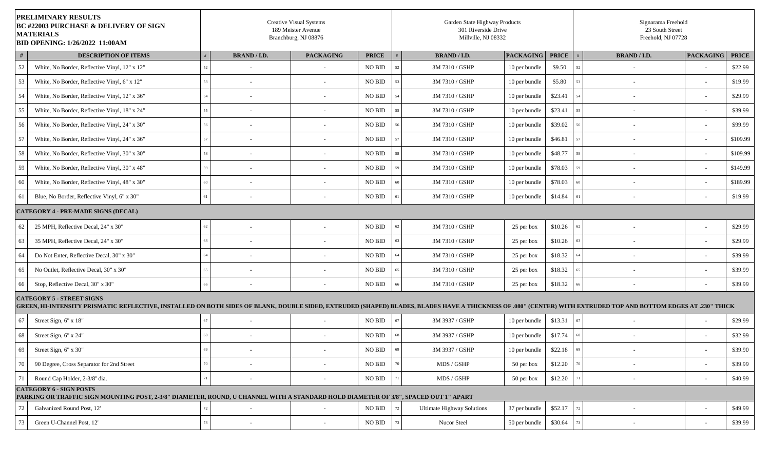| PRELIMINARY RESULTS BC #22003 PURCHASE & DELIVERY OF SIGN MATERIALS BID OPENING: 1/26/2022 11:00AM | | Creative Visual Systems 189 Meister Avenue Branchburg, NJ 08876 | | | | Garden State Highway Products 301 Riverside Drive Millville, NJ 08332 | | | | Signarama Freehold 23 South Street Freehold, NJ 07728 | | | |
|---|---|---|---|---|---|---|---|---|---|---|---|---|---|
| # | DESCRIPTION OF ITEMS | # | BRAND / I.D. | PACKAGING | PRICE | # | BRAND / I.D. | PACKAGING | PRICE | # | BRAND / I.D. | PACKAGING | PRICE |
| 52 | White, No Border, Reflective Vinyl, 12" x 12" | 52 | - | - | NO BID | 52 | 3M 7310 / GSHP | 10 per bundle | $9.50 | 52 | - | - | $22.99 |
| 53 | White, No Border, Reflective Vinyl, 6" x 12" | 53 | - | - | NO BID | 53 | 3M 7310 / GSHP | 10 per bundle | $5.80 | 53 | - | - | $19.99 |
| 54 | White, No Border, Reflective Vinyl, 12" x 36" | 54 | - | - | NO BID | 54 | 3M 7310 / GSHP | 10 per bundle | $23.41 | 54 | - | - | $29.99 |
| 55 | White, No Border, Reflective Vinyl, 18" x 24" | 55 | - | - | NO BID | 55 | 3M 7310 / GSHP | 10 per bundle | $23.41 | 55 | - | - | $39.99 |
| 56 | White, No Border, Reflective Vinyl, 24" x 30" | 56 | - | - | NO BID | 56 | 3M 7310 / GSHP | 10 per bundle | $39.02 | 56 | - | - | $99.99 |
| 57 | White, No Border, Reflective Vinyl, 24" x 36" | 57 | - | - | NO BID | 57 | 3M 7310 / GSHP | 10 per bundle | $46.81 | 57 | - | - | $109.99 |
| 58 | White, No Border, Reflective Vinyl, 30" x 30" | 58 | - | - | NO BID | 58 | 3M 7310 / GSHP | 10 per bundle | $48.77 | 58 | - | - | $109.99 |
| 59 | White, No Border, Reflective Vinyl, 30" x 48" | 59 | - | - | NO BID | 59 | 3M 7310 / GSHP | 10 per bundle | $78.03 | 59 | - | - | $149.99 |
| 60 | White, No Border, Reflective Vinyl, 48" x 30" | 60 | - | - | NO BID | 60 | 3M 7310 / GSHP | 10 per bundle | $78.03 | 60 | - | - | $189.99 |
| 61 | Blue, No Border, Reflective Vinyl, 6" x 30" | 61 | - | - | NO BID | 61 | 3M 7310 / GSHP | 10 per bundle | $14.84 | 61 | - | - | $19.99 |
| **CATEGORY 4 - PRE-MADE SIGNS (DECAL)** | | | | | | | | | | | | | |
| 62 | 25 MPH, Reflective Decal, 24" x 30" | 62 | - | - | NO BID | 62 | 3M 7310 / GSHP | 25 per box | $10.26 | 62 | - | - | $29.99 |
| 63 | 35 MPH, Reflective Decal, 24" x 30" | 63 | - | - | NO BID | 63 | 3M 7310 / GSHP | 25 per box | $10.26 | 63 | - | - | $29.99 |
| 64 | Do Not Enter, Reflective Decal, 30" x 30" | 64 | - | - | NO BID | 64 | 3M 7310 / GSHP | 25 per box | $18.32 | 64 | - | - | $39.99 |
| 65 | No Outlet, Reflective Decal, 30" x 30" | 65 | - | - | NO BID | 65 | 3M 7310 / GSHP | 25 per box | $18.32 | 65 | - | - | $39.99 |
| 66 | Stop, Reflective Decal, 30" x 30" | 66 | - | - | NO BID | 66 | 3M 7310 / GSHP | 25 per box | $18.32 | 66 | - | - | $39.99 |
| **CATEGORY 5 - STREET SIGNS** GREEN, HI-INTENSITY PRISMATIC REFLECTIVE, INSTALLED ON BOTH SIDES OF BLANK, DOUBLE SIDED, EXTRUDED (SHAPED) BLADES, BLADES HAVE A THICKNESS OF .080" (CENTER) WITH EXTRUDED TOP AND BOTTOM EDGES AT .230" THICK | | | | | | | | | | | | | |
| 67 | Street Sign, 6" x 18" | 67 | - | - | NO BID | 67 | 3M 3937 / GSHP | 10 per bundle | $13.31 | 67 | - | - | $29.99 |
| 68 | Street Sign, 6" x 24" | 68 | - | - | NO BID | 68 | 3M 3937 / GSHP | 10 per bundle | $17.74 | 68 | - | - | $32.99 |
| 69 | Street Sign, 6" x 30" | 69 | - | - | NO BID | 69 | 3M 3937 / GSHP | 10 per bundle | $22.18 | 69 | - | - | $39.90 |
| 70 | 90 Degree, Cross Separator for 2nd Street | 70 | - | - | NO BID | 70 | MDS / GSHP | 50 per box | $12.20 | 70 | - | - | $39.99 |
| 71 | Round Cap Holder, 2-3/8" dia. | 71 | - | - | NO BID | 71 | MDS / GSHP | 50 per box | $12.20 | 71 | - | - | $40.99 |
| **CATEGORY 6 - SIGN POSTS** PARKING OR TRAFFIC SIGN MOUNTING POST, 2-3/8" DIAMETER, ROUND, U CHANNEL WITH A STANDARD HOLD DIAMETER OF 3/8", SPACED OUT 1" APART | | | | | | | | | | | | | |
| 72 | Galvanized Round Post, 12' | 72 | - | - | NO BID | 72 | Ultimate Highway Solutions | 37 per bundle | $52.17 | 72 | - | - | $49.99 |
| 73 | Green U-Channel Post, 12' | 73 | - | - | NO BID | 73 | Nucor Steel | 50 per bundle | $30.64 | 73 | - | - | $39.99 |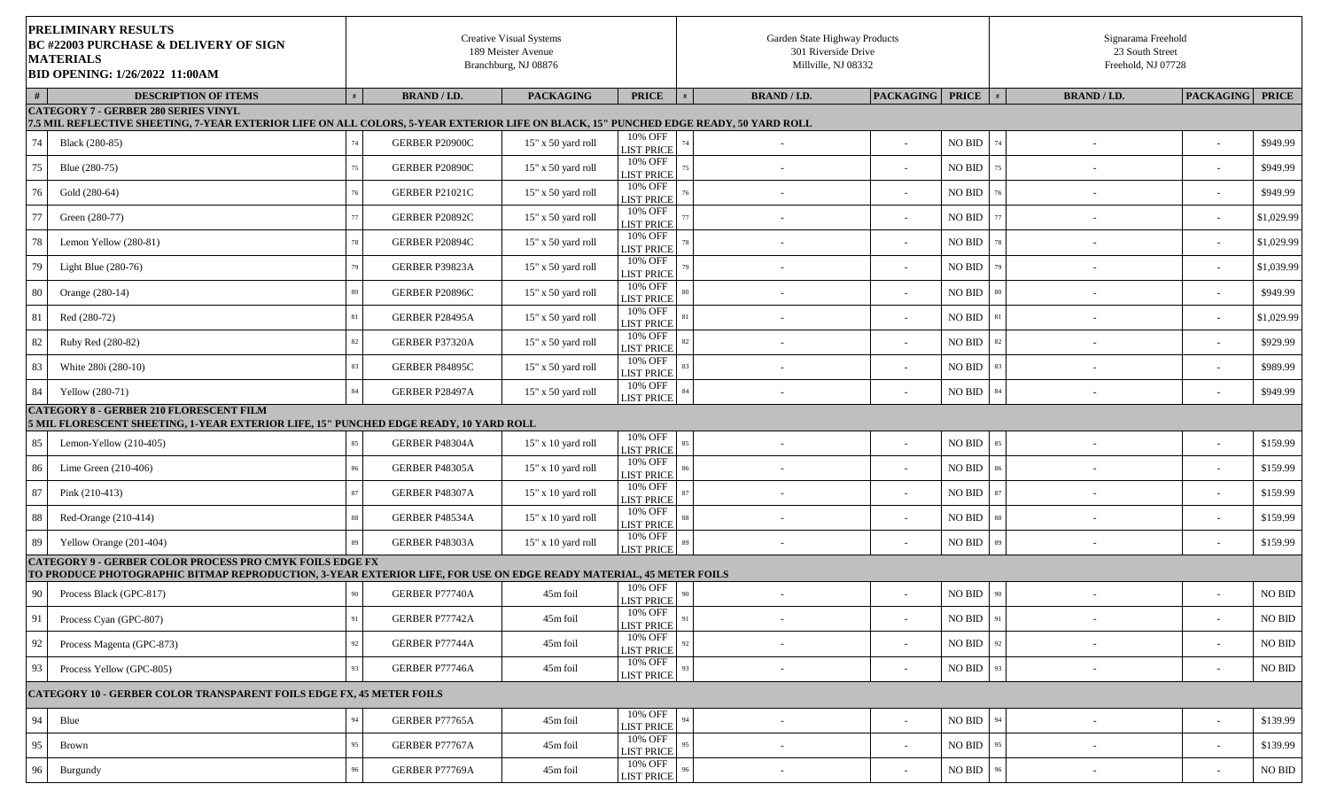| PRELIMINARY RESULTS<br>BC #22003 PURCHASE & DELIVERY OF SIGN MATERIALS<br>BID OPENING: 1/26/2022 11:00AM | | Creative Visual Systems<br>189 Meister Avenue<br>Branchburg, NJ 08876 | | | | Garden State Highway Products<br>301 Riverside Drive<br>Millville, NJ 08332 | | | | Signarama Freehold<br>23 South Street<br>Freehold, NJ 07728 | | | |
|---|---|---|---|---|---|---|---|---|---|---|---|---|---|
| # | DESCRIPTION OF ITEMS | # | BRAND / I.D. | PACKAGING | PRICE | # | BRAND / I.D. | PACKAGING | PRICE | # | BRAND / I.D. | PACKAGING | PRICE |
| **CATEGORY 7 - GERBER 280 SERIES VINYL**<br>**7.5 MIL REFLECTIVE SHEETING, 7-YEAR EXTERIOR LIFE ON ALL COLORS, 5-YEAR EXTERIOR LIFE ON BLACK, 15" PUNCHED EDGE READY, 50 YARD ROLL** | | | | | | | | | | | | | |
| 74 | Black (280-85) | 74 | GERBER P20900C | 15" x 50 yard roll | 10% OFF LIST PRICE | 74 | - | - | NO BID | 74 | - | - | $949.99 |
| 75 | Blue (280-75) | 75 | GERBER P20890C | 15" x 50 yard roll | 10% OFF LIST PRICE | 75 | - | - | NO BID | 75 | - | - | $949.99 |
| 76 | Gold (280-64) | 76 | GERBER P21021C | 15" x 50 yard roll | 10% OFF LIST PRICE | 76 | - | - | NO BID | 76 | - | - | $949.99 |
| 77 | Green (280-77) | 77 | GERBER P20892C | 15" x 50 yard roll | 10% OFF LIST PRICE | 77 | - | - | NO BID | 77 | - | - | $1,029.99 |
| 78 | Lemon Yellow (280-81) | 78 | GERBER P20894C | 15" x 50 yard roll | 10% OFF LIST PRICE | 78 | - | - | NO BID | 78 | - | - | $1,029.99 |
| 79 | Light Blue (280-76) | 79 | GERBER P39823A | 15" x 50 yard roll | 10% OFF LIST PRICE | 79 | - | - | NO BID | 79 | - | - | $1,039.99 |
| 80 | Orange (280-14) | 80 | GERBER P20896C | 15" x 50 yard roll | 10% OFF LIST PRICE | 80 | - | - | NO BID | 80 | - | - | $949.99 |
| 81 | Red (280-72) | 81 | GERBER P28495A | 15" x 50 yard roll | 10% OFF LIST PRICE | 81 | - | - | NO BID | 81 | - | - | $1,029.99 |
| 82 | Ruby Red (280-82) | 82 | GERBER P37320A | 15" x 50 yard roll | 10% OFF LIST PRICE | 82 | - | - | NO BID | 82 | - | - | $929.99 |
| 83 | White 280i (280-10) | 83 | GERBER P84895C | 15" x 50 yard roll | 10% OFF LIST PRICE | 83 | - | - | NO BID | 83 | - | - | $989.99 |
| 84 | Yellow (280-71) | 84 | GERBER P28497A | 15" x 50 yard roll | 10% OFF LIST PRICE | 84 | - | - | NO BID | 84 | - | - | $949.99 |
| **CATEGORY 8 - GERBER 210 FLORESCENT FILM**<br>**5 MIL FLORESCENT SHEETING, 1-YEAR EXTERIOR LIFE, 15" PUNCHED EDGE READY, 10 YARD ROLL** | | | | | | | | | | | | | |
| 85 | Lemon-Yellow (210-405) | 85 | GERBER P48304A | 15" x 10 yard roll | 10% OFF LIST PRICE | 85 | - | - | NO BID | 85 | - | - | $159.99 |
| 86 | Lime Green (210-406) | 86 | GERBER P48305A | 15" x 10 yard roll | 10% OFF LIST PRICE | 86 | - | - | NO BID | 86 | - | - | $159.99 |
| 87 | Pink (210-413) | 87 | GERBER P48307A | 15" x 10 yard roll | 10% OFF LIST PRICE | 87 | - | - | NO BID | 87 | - | - | $159.99 |
| 88 | Red-Orange (210-414) | 88 | GERBER P48534A | 15" x 10 yard roll | 10% OFF LIST PRICE | 88 | - | - | NO BID | 88 | - | - | $159.99 |
| 89 | Yellow Orange (201-404) | 89 | GERBER P48303A | 15" x 10 yard roll | 10% OFF LIST PRICE | 89 | - | - | NO BID | 89 | - | - | $159.99 |
| **CATEGORY 9 - GERBER COLOR PROCESS PRO CMYK FOILS EDGE FX**<br>**TO PRODUCE PHOTOGRAPHIC BITMAP REPRODUCTION, 3-YEAR EXTERIOR LIFE, FOR USE ON EDGE READY MATERIAL, 45 METER FOILS** | | | | | | | | | | | | | |
| 90 | Process Black (GPC-817) | 90 | GERBER P77740A | 45m foil | 10% OFF LIST PRICE | 90 | - | - | NO BID | 90 | - | - | NO BID |
| 91 | Process Cyan (GPC-807) | 91 | GERBER P77742A | 45m foil | 10% OFF LIST PRICE | 91 | - | - | NO BID | 91 | - | - | NO BID |
| 92 | Process Magenta (GPC-873) | 92 | GERBER P77744A | 45m foil | 10% OFF LIST PRICE | 92 | - | - | NO BID | 92 | - | - | NO BID |
| 93 | Process Yellow (GPC-805) | 93 | GERBER P77746A | 45m foil | 10% OFF LIST PRICE | 93 | - | - | NO BID | 93 | - | - | NO BID |
| **CATEGORY 10 - GERBER COLOR TRANSPARENT FOILS EDGE FX, 45 METER FOILS** | | | | | | | | | | | | | |
| 94 | Blue | 94 | GERBER P77765A | 45m foil | 10% OFF LIST PRICE | 94 | - | - | NO BID | 94 | - | - | $139.99 |
| 95 | Brown | 95 | GERBER P77767A | 45m foil | 10% OFF LIST PRICE | 95 | - | - | NO BID | 95 | - | - | $139.99 |
| 96 | Burgundy | 96 | GERBER P77769A | 45m foil | 10% OFF LIST PRICE | 96 | - | - | NO BID | 96 | - | - | NO BID |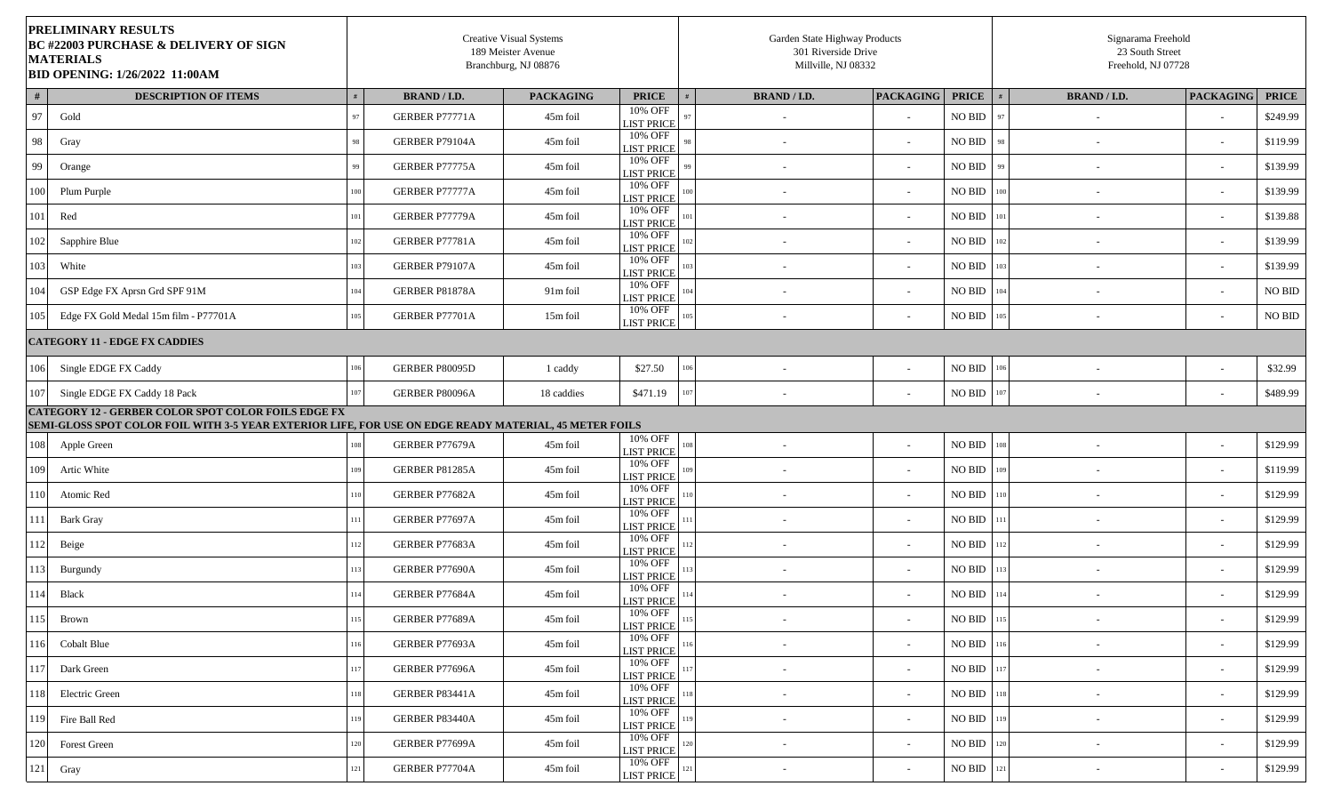| **PRELIMINARY RESULTS BC #22003 PURCHASE & DELIVERY OF SIGN MATERIALS BID OPENING: 1/26/2022 11:00AM** | | Creative Visual Systems 189 Meister Avenue Branchburg, NJ 08876 | | | | Garden State Highway Products 301 Riverside Drive Millville, NJ 08332 | | | | Signarama Freehold 23 South Street Freehold, NJ 07728 | | |
|---|---|---|---|---|---|---|---|---|---|---|---|---|
| **#** | **DESCRIPTION OF ITEMS** | **#** | **BRAND / I.D.** | **PACKAGING** | **PRICE** | **#** | **BRAND / I.D.** | **PACKAGING** | **PRICE** | **#** | **BRAND / I.D.** | **PACKAGING** | **PRICE** |
| 97 | Gold | 97 | GERBER P77771A | 45m foil | 10% OFF LIST PRICE | 97 | - | - | NO BID | 97 | - | - | $249.99 |
| 98 | Gray | 98 | GERBER P79104A | 45m foil | 10% OFF LIST PRICE | 98 | - | - | NO BID | 98 | - | - | $119.99 |
| 99 | Orange | 99 | GERBER P77775A | 45m foil | 10% OFF LIST PRICE | 99 | - | - | NO BID | 99 | - | - | $139.99 |
| 100 | Plum Purple | 100 | GERBER P77777A | 45m foil | 10% OFF LIST PRICE | 100 | - | - | NO BID | 100 | - | - | $139.99 |
| 101 | Red | 101 | GERBER P77779A | 45m foil | 10% OFF LIST PRICE | 101 | - | - | NO BID | 101 | - | - | $139.88 |
| 102 | Sapphire Blue | 102 | GERBER P77781A | 45m foil | 10% OFF LIST PRICE | 102 | - | - | NO BID | 102 | - | - | $139.99 |
| 103 | White | 103 | GERBER P79107A | 45m foil | 10% OFF LIST PRICE | 103 | - | - | NO BID | 103 | - | - | $139.99 |
| 104 | GSP Edge FX Aprsn Grd SPF 91M | 104 | GERBER P81878A | 91m foil | 10% OFF LIST PRICE | 104 | - | - | NO BID | 104 | - | - | NO BID |
| 105 | Edge FX Gold Medal 15m film - P77701A | 105 | GERBER P77701A | 15m foil | 10% OFF LIST PRICE | 105 | - | - | NO BID | 105 | - | - | NO BID |
| | **CATEGORY 11 - EDGE FX CADDIES** | | | | | | | | | | | | |
| 106 | Single EDGE FX Caddy | 106 | GERBER P80095D | 1 caddy | $27.50 | 106 | - | - | NO BID | 106 | - | - | $32.99 |
| 107 | Single EDGE FX Caddy 18 Pack | 107 | GERBER P80096A | 18 caddies | $471.19 | 107 | - | - | NO BID | 107 | - | - | $489.99 |
| | **CATEGORY 12 - GERBER COLOR SPOT COLOR FOILS EDGE FX SEMI-GLOSS SPOT COLOR FOIL WITH 3-5 YEAR EXTERIOR LIFE, FOR USE ON EDGE READY MATERIAL, 45 METER FOILS** | | | | | | | | | | | | |
| 108 | Apple Green | 108 | GERBER P77679A | 45m foil | 10% OFF LIST PRICE | 108 | - | - | NO BID | 108 | - | - | $129.99 |
| 109 | Artic White | 109 | GERBER P81285A | 45m foil | 10% OFF LIST PRICE | 109 | - | - | NO BID | 109 | - | - | $119.99 |
| 110 | Atomic Red | 110 | GERBER P77682A | 45m foil | 10% OFF LIST PRICE | 110 | - | - | NO BID | 110 | - | - | $129.99 |
| 111 | Bark Gray | 111 | GERBER P77697A | 45m foil | 10% OFF LIST PRICE | 111 | - | - | NO BID | 111 | - | - | $129.99 |
| 112 | Beige | 112 | GERBER P77683A | 45m foil | 10% OFF LIST PRICE | 112 | - | - | NO BID | 112 | - | - | $129.99 |
| 113 | Burgundy | 113 | GERBER P77690A | 45m foil | 10% OFF LIST PRICE | 113 | - | - | NO BID | 113 | - | - | $129.99 |
| 114 | Black | 114 | GERBER P77684A | 45m foil | 10% OFF LIST PRICE | 114 | - | - | NO BID | 114 | - | - | $129.99 |
| 115 | Brown | 115 | GERBER P77689A | 45m foil | 10% OFF LIST PRICE | 115 | - | - | NO BID | 115 | - | - | $129.99 |
| 116 | Cobalt Blue | 116 | GERBER P77693A | 45m foil | 10% OFF LIST PRICE | 116 | - | - | NO BID | 116 | - | - | $129.99 |
| 117 | Dark Green | 117 | GERBER P77696A | 45m foil | 10% OFF LIST PRICE | 117 | - | - | NO BID | 117 | - | - | $129.99 |
| 118 | Electric Green | 118 | GERBER P83441A | 45m foil | 10% OFF LIST PRICE | 118 | - | - | NO BID | 118 | - | - | $129.99 |
| 119 | Fire Ball Red | 119 | GERBER P83440A | 45m foil | 10% OFF LIST PRICE | 119 | - | - | NO BID | 119 | - | - | $129.99 |
| 120 | Forest Green | 120 | GERBER P77699A | 45m foil | 10% OFF LIST PRICE | 120 | - | - | NO BID | 120 | - | - | $129.99 |
| 121 | Gray | 121 | GERBER P77704A | 45m foil | 10% OFF LIST PRICE | 121 | - | - | NO BID | 121 | - | - | $129.99 |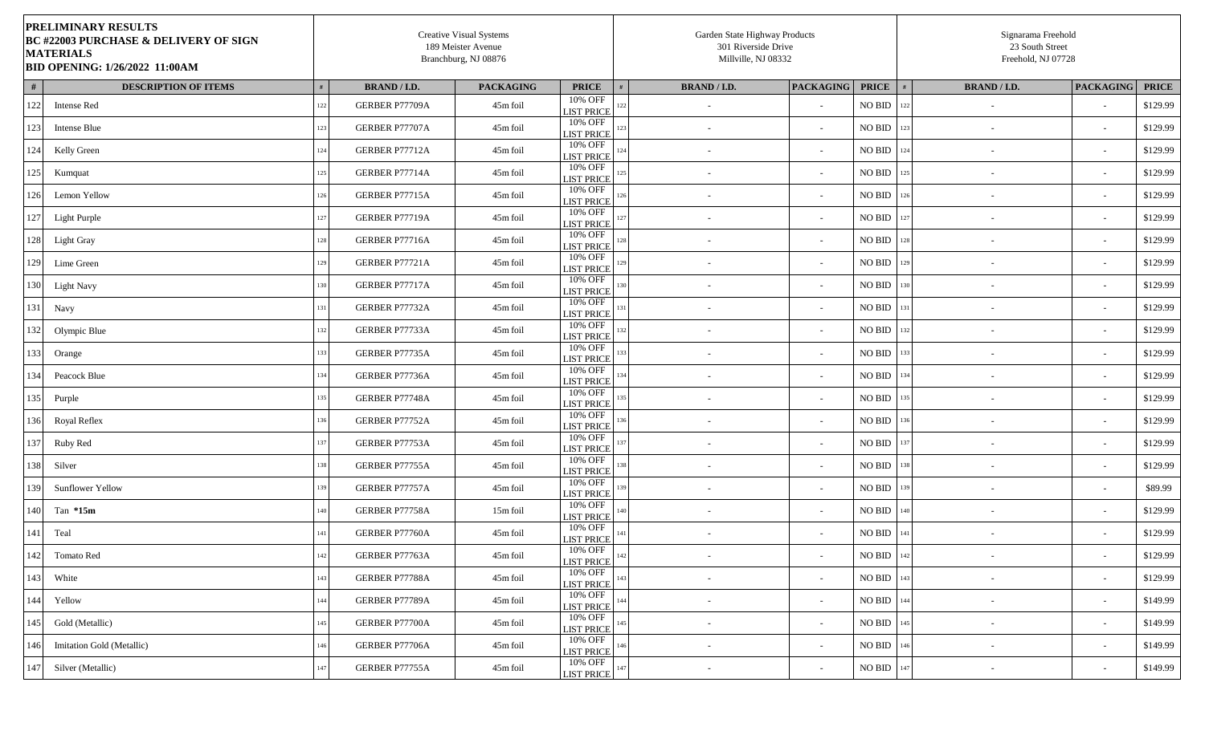| **PRELIMINARY RESULTS BC #22003 PURCHASE & DELIVERY OF SIGN MATERIALS BID OPENING: 1/26/2022 11:00AM** | | Creative Visual Systems 189 Meister Avenue Branchburg, NJ 08876 | | | | Garden State Highway Products 301 Riverside Drive Millville, NJ 08332 | | | | Signarama Freehold 23 South Street Freehold, NJ 07728 | | |
|---|---|---|---|---|---|---|---|---|---|---|---|---|
| **#** | **DESCRIPTION OF ITEMS** | **#** | **BRAND / I.D.** | **PACKAGING** | **PRICE** | **#** | **BRAND / I.D.** | **PACKAGING** | **PRICE** | **#** | **BRAND / I.D.** | **PACKAGING** | **PRICE** |
| 122 | Intense Red | 122 | GERBER P77709A | 45m foil | 10% OFF LIST PRICE | 122 | - | - | NO BID | 122 | - | - | $129.99 |
| 123 | Intense Blue | 123 | GERBER P77707A | 45m foil | 10% OFF LIST PRICE | 123 | - | - | NO BID | 123 | - | - | $129.99 |
| 124 | Kelly Green | 124 | GERBER P77712A | 45m foil | 10% OFF LIST PRICE | 124 | - | - | NO BID | 124 | - | - | $129.99 |
| 125 | Kumquat | 125 | GERBER P77714A | 45m foil | 10% OFF LIST PRICE | 125 | - | - | NO BID | 125 | - | - | $129.99 |
| 126 | Lemon Yellow | 126 | GERBER P77715A | 45m foil | 10% OFF LIST PRICE | 126 | - | - | NO BID | 126 | - | - | $129.99 |
| 127 | Light Purple | 127 | GERBER P77719A | 45m foil | 10% OFF LIST PRICE | 127 | - | - | NO BID | 127 | - | - | $129.99 |
| 128 | Light Gray | 128 | GERBER P77716A | 45m foil | 10% OFF LIST PRICE | 128 | - | - | NO BID | 128 | - | - | $129.99 |
| 129 | Lime Green | 129 | GERBER P77721A | 45m foil | 10% OFF LIST PRICE | 129 | - | - | NO BID | 129 | - | - | $129.99 |
| 130 | Light Navy | 130 | GERBER P77717A | 45m foil | 10% OFF LIST PRICE | 130 | - | - | NO BID | 130 | - | - | $129.99 |
| 131 | Navy | 131 | GERBER P77732A | 45m foil | 10% OFF LIST PRICE | 131 | - | - | NO BID | 131 | - | - | $129.99 |
| 132 | Olympic Blue | 132 | GERBER P77733A | 45m foil | 10% OFF LIST PRICE | 132 | - | - | NO BID | 132 | - | - | $129.99 |
| 133 | Orange | 133 | GERBER P77735A | 45m foil | 10% OFF LIST PRICE | 133 | - | - | NO BID | 133 | - | - | $129.99 |
| 134 | Peacock Blue | 134 | GERBER P77736A | 45m foil | 10% OFF LIST PRICE | 134 | - | - | NO BID | 134 | - | - | $129.99 |
| 135 | Purple | 135 | GERBER P77748A | 45m foil | 10% OFF LIST PRICE | 135 | - | - | NO BID | 135 | - | - | $129.99 |
| 136 | Royal Reflex | 136 | GERBER P77752A | 45m foil | 10% OFF LIST PRICE | 136 | - | - | NO BID | 136 | - | - | $129.99 |
| 137 | Ruby Red | 137 | GERBER P77753A | 45m foil | 10% OFF LIST PRICE | 137 | - | - | NO BID | 137 | - | - | $129.99 |
| 138 | Silver | 138 | GERBER P77755A | 45m foil | 10% OFF LIST PRICE | 138 | - | - | NO BID | 138 | - | - | $129.99 |
| 139 | Sunflower Yellow | 139 | GERBER P77757A | 45m foil | 10% OFF LIST PRICE | 139 | - | - | NO BID | 139 | - | - | $89.99 |
| 140 | Tan **\*15m** | 140 | GERBER P77758A | 15m foil | 10% OFF LIST PRICE | 140 | - | - | NO BID | 140 | - | - | $129.99 |
| 141 | Teal | 141 | GERBER P77760A | 45m foil | 10% OFF LIST PRICE | 141 | - | - | NO BID | 141 | - | - | $129.99 |
| 142 | Tomato Red | 142 | GERBER P77763A | 45m foil | 10% OFF LIST PRICE | 142 | - | - | NO BID | 142 | - | - | $129.99 |
| 143 | White | 143 | GERBER P77788A | 45m foil | 10% OFF LIST PRICE | 143 | - | - | NO BID | 143 | - | - | $129.99 |
| 144 | Yellow | 144 | GERBER P77789A | 45m foil | 10% OFF LIST PRICE | 144 | - | - | NO BID | 144 | - | - | $149.99 |
| 145 | Gold (Metallic) | 145 | GERBER P77700A | 45m foil | 10% OFF LIST PRICE | 145 | - | - | NO BID | 145 | - | - | $149.99 |
| 146 | Imitation Gold (Metallic) | 146 | GERBER P77706A | 45m foil | 10% OFF LIST PRICE | 146 | - | - | NO BID | 146 | - | - | $149.99 |
| 147 | Silver (Metallic) | 147 | GERBER P77755A | 45m foil | 10% OFF LIST PRICE | 147 | - | - | NO BID | 147 | - | - | $149.99 |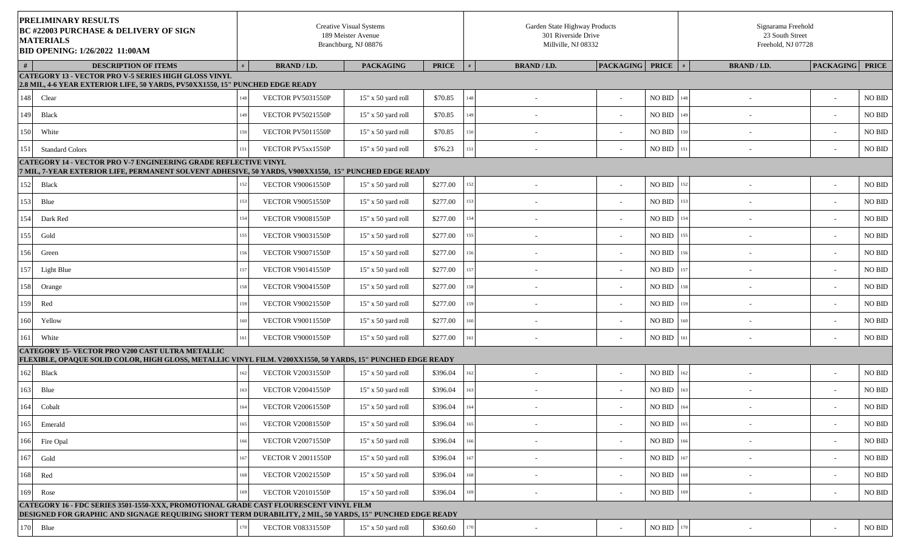**PRELIMINARY RESULTS**
**BC #22003 PURCHASE & DELIVERY OF SIGN MATERIALS**
**BID OPENING: 1/26/2022 11:00AM**

| # | DESCRIPTION OF ITEMS | Creative Visual Systems, 189 Meister Avenue, Branchburg, NJ 08876 | | | | Garden State Highway Products, 301 Riverside Drive, Millville, NJ 08332 | | | | Signarama Freehold, 23 South Street, Freehold, NJ 07728 | | | |
|---|---|---|---|---|---|---|---|---|---|---|---|---|---|
| # | DESCRIPTION OF ITEMS | # | BRAND / I.D. | PACKAGING | PRICE | # | BRAND / I.D. | PACKAGING | PRICE | # | BRAND / I.D. | PACKAGING | PRICE |
| | **CATEGORY 13 - VECTOR PRO V-5 SERIES HIGH GLOSS VINYL 2.8 MIL, 4-6 YEAR EXTERIOR LIFE, 50 YARDS, PV50XX1550, 15" PUNCHED EDGE READY** | | | | | | | | | | | | |
| 148 | Clear | 148 | VECTOR PV5031550P | 15" x 50 yard roll | $70.85 | 148 | - | - | NO BID | 148 | - | - | NO BID |
| 149 | Black | 149 | VECTOR PV5021550P | 15" x 50 yard roll | $70.85 | 149 | - | - | NO BID | 149 | - | - | NO BID |
| 150 | White | 150 | VECTOR PV5011550P | 15" x 50 yard roll | $70.85 | 150 | - | - | NO BID | 150 | - | - | NO BID |
| 151 | Standard Colors | 151 | VECTOR PV5xx1550P | 15" x 50 yard roll | $76.23 | 151 | - | - | NO BID | 151 | - | - | NO BID |
| | **CATEGORY 14 - VECTOR PRO V-7 ENGINEERING GRADE REFLECTIVE VINYL 7 MIL, 7-YEAR EXTERIOR LIFE, PERMANENT SOLVENT ADHESIVE, 50 YARDS, V900XX1550, 15" PUNCHED EDGE READY** | | | | | | | | | | | | |
| 152 | Black | 152 | VECTOR V90061550P | 15" x 50 yard roll | $277.00 | 152 | - | - | NO BID | 152 | - | - | NO BID |
| 153 | Blue | 153 | VECTOR V90051550P | 15" x 50 yard roll | $277.00 | 153 | - | - | NO BID | 153 | - | - | NO BID |
| 154 | Dark Red | 154 | VECTOR V90081550P | 15" x 50 yard roll | $277.00 | 154 | - | - | NO BID | 154 | - | - | NO BID |
| 155 | Gold | 155 | VECTOR V90031550P | 15" x 50 yard roll | $277.00 | 155 | - | - | NO BID | 155 | - | - | NO BID |
| 156 | Green | 156 | VECTOR V90071550P | 15" x 50 yard roll | $277.00 | 156 | - | - | NO BID | 156 | - | - | NO BID |
| 157 | Light Blue | 157 | VECTOR V90141550P | 15" x 50 yard roll | $277.00 | 157 | - | - | NO BID | 157 | - | - | NO BID |
| 158 | Orange | 158 | VECTOR V90041550P | 15" x 50 yard roll | $277.00 | 158 | - | - | NO BID | 158 | - | - | NO BID |
| 159 | Red | 159 | VECTOR V90021550P | 15" x 50 yard roll | $277.00 | 159 | - | - | NO BID | 159 | - | - | NO BID |
| 160 | Yellow | 160 | VECTOR V90011550P | 15" x 50 yard roll | $277.00 | 160 | - | - | NO BID | 160 | - | - | NO BID |
| 161 | White | 161 | VECTOR V90001550P | 15" x 50 yard roll | $277.00 | 161 | - | - | NO BID | 161 | - | - | NO BID |
| | **CATEGORY 15- VECTOR PRO V200 CAST ULTRA METALLIC FLEXIBLE, OPAQUE SOLID COLOR, HIGH GLOSS, METALLIC VINYL FILM. V200XX1550, 50 YARDS, 15" PUNCHED EDGE READY** | | | | | | | | | | | | |
| 162 | Black | 162 | VECTOR V20031550P | 15" x 50 yard roll | $396.04 | 162 | - | - | NO BID | 162 | - | - | NO BID |
| 163 | Blue | 163 | VECTOR V20041550P | 15" x 50 yard roll | $396.04 | 163 | - | - | NO BID | 163 | - | - | NO BID |
| 164 | Cobalt | 164 | VECTOR V20061550P | 15" x 50 yard roll | $396.04 | 164 | - | - | NO BID | 164 | - | - | NO BID |
| 165 | Emerald | 165 | VECTOR V20081550P | 15" x 50 yard roll | $396.04 | 165 | - | - | NO BID | 165 | - | - | NO BID |
| 166 | Fire Opal | 166 | VECTOR V20071550P | 15" x 50 yard roll | $396.04 | 166 | - | - | NO BID | 166 | - | - | NO BID |
| 167 | Gold | 167 | VECTOR V 20011550P | 15" x 50 yard roll | $396.04 | 167 | - | - | NO BID | 167 | - | - | NO BID |
| 168 | Red | 168 | VECTOR V20021550P | 15" x 50 yard roll | $396.04 | 168 | - | - | NO BID | 168 | - | - | NO BID |
| 169 | Rose | 169 | VECTOR V20101550P | 15" x 50 yard roll | $396.04 | 169 | - | - | NO BID | 169 | - | - | NO BID |
| | **CATEGORY 16 - FDC SERIES 3501-1550-XXX, PROMOTIONAL GRADE CAST FLOURESCENT VINYL FILM DESIGNED FOR GRAPHIC AND SIGNAGE REQUIRING SHORT TERM DURABILITY, 2 MIL, 50 YARDS, 15" PUNCHED EDGE READY** | | | | | | | | | | | | |
| 170 | Blue | 170 | VECTOR V08331550P | 15" x 50 yard roll | $360.60 | 170 | - | - | NO BID | 170 | - | - | NO BID |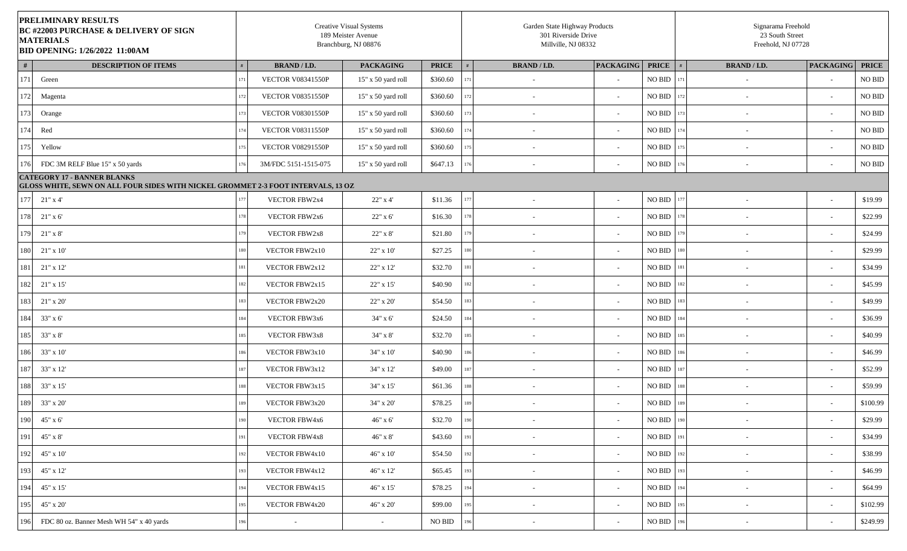**PRELIMINARY RESULTS**
**BC #22003 PURCHASE & DELIVERY OF SIGN MATERIALS**
**BID OPENING: 1/26/2022 11:00AM**

| | | Creative Visual Systems<br>189 Meister Avenue<br>Branchburg, NJ 08876 | | | | Garden State Highway Products<br>301 Riverside Drive<br>Millville, NJ 08332 | | | | Signarama Freehold<br>23 South Street<br>Freehold, NJ 07728 | | | |
|---|---|---|---|---|---|---|---|---|---|---|---|---|---|
| **#** | **DESCRIPTION OF ITEMS** | **#** | **BRAND / I.D.** | **PACKAGING** | **PRICE** | **#** | **BRAND / I.D.** | **PACKAGING** | **PRICE** | **#** | **BRAND / I.D.** | **PACKAGING** | **PRICE** |
| 171 | Green | 171 | VECTOR V08341550P | 15" x 50 yard roll | $360.60 | 171 | - | - | NO BID | 171 | - | - | NO BID |
| 172 | Magenta | 172 | VECTOR V08351550P | 15" x 50 yard roll | $360.60 | 172 | - | - | NO BID | 172 | - | - | NO BID |
| 173 | Orange | 173 | VECTOR V08301550P | 15" x 50 yard roll | $360.60 | 173 | - | - | NO BID | 173 | - | - | NO BID |
| 174 | Red | 174 | VECTOR V08311550P | 15" x 50 yard roll | $360.60 | 174 | - | - | NO BID | 174 | - | - | NO BID |
| 175 | Yellow | 175 | VECTOR V08291550P | 15" x 50 yard roll | $360.60 | 175 | - | - | NO BID | 175 | - | - | NO BID |
| 176 | FDC 3M RELF Blue 15" x 50 yards | 176 | 3M/FDC 5151-1515-075 | 15" x 50 yard roll | $647.13 | 176 | - | - | NO BID | 176 | - | - | NO BID |
| | **CATEGORY 17 - BANNER BLANKS**<br>**GLOSS WHITE, SEWN ON ALL FOUR SIDES WITH NICKEL GROMMET 2-3 FOOT INTERVALS, 13 OZ** | | | | | | | | | | | | |
| 177 | 21" x 4' | 177 | VECTOR FBW2x4 | 22" x 4' | $11.36 | 177 | - | - | NO BID | 177 | - | - | $19.99 |
| 178 | 21" x 6' | 178 | VECTOR FBW2x6 | 22" x 6' | $16.30 | 178 | - | - | NO BID | 178 | - | - | $22.99 |
| 179 | 21" x 8' | 179 | VECTOR FBW2x8 | 22" x 8' | $21.80 | 179 | - | - | NO BID | 179 | - | - | $24.99 |
| 180 | 21" x 10' | 180 | VECTOR FBW2x10 | 22" x 10' | $27.25 | 180 | - | - | NO BID | 180 | - | - | $29.99 |
| 181 | 21" x 12' | 181 | VECTOR FBW2x12 | 22" x 12' | $32.70 | 181 | - | - | NO BID | 181 | - | - | $34.99 |
| 182 | 21" x 15' | 182 | VECTOR FBW2x15 | 22" x 15' | $40.90 | 182 | - | - | NO BID | 182 | - | - | $45.99 |
| 183 | 21" x 20' | 183 | VECTOR FBW2x20 | 22" x 20' | $54.50 | 183 | - | - | NO BID | 183 | - | - | $49.99 |
| 184 | 33" x 6' | 184 | VECTOR FBW3x6 | 34" x 6' | $24.50 | 184 | - | - | NO BID | 184 | - | - | $36.99 |
| 185 | 33" x 8' | 185 | VECTOR FBW3x8 | 34" x 8' | $32.70 | 185 | - | - | NO BID | 185 | - | - | $40.99 |
| 186 | 33" x 10' | 186 | VECTOR FBW3x10 | 34" x 10' | $40.90 | 186 | - | - | NO BID | 186 | - | - | $46.99 |
| 187 | 33" x 12' | 187 | VECTOR FBW3x12 | 34" x 12' | $49.00 | 187 | - | - | NO BID | 187 | - | - | $52.99 |
| 188 | 33" x 15' | 188 | VECTOR FBW3x15 | 34" x 15' | $61.36 | 188 | - | - | NO BID | 188 | - | - | $59.99 |
| 189 | 33" x 20' | 189 | VECTOR FBW3x20 | 34" x 20' | $78.25 | 189 | - | - | NO BID | 189 | - | - | $100.99 |
| 190 | 45" x 6' | 190 | VECTOR FBW4x6 | 46" x 6' | $32.70 | 190 | - | - | NO BID | 190 | - | - | $29.99 |
| 191 | 45" x 8' | 191 | VECTOR FBW4x8 | 46" x 8' | $43.60 | 191 | - | - | NO BID | 191 | - | - | $34.99 |
| 192 | 45" x 10' | 192 | VECTOR FBW4x10 | 46" x 10' | $54.50 | 192 | - | - | NO BID | 192 | - | - | $38.99 |
| 193 | 45" x 12' | 193 | VECTOR FBW4x12 | 46" x 12' | $65.45 | 193 | - | - | NO BID | 193 | - | - | $46.99 |
| 194 | 45" x 15' | 194 | VECTOR FBW4x15 | 46" x 15' | $78.25 | 194 | - | - | NO BID | 194 | - | - | $64.99 |
| 195 | 45" x 20' | 195 | VECTOR FBW4x20 | 46" x 20' | $99.00 | 195 | - | - | NO BID | 195 | - | - | $102.99 |
| 196 | FDC 80 oz. Banner Mesh WH 54" x 40 yards | 196 | - | - | NO BID | 196 | - | - | NO BID | 196 | - | - | $249.99 |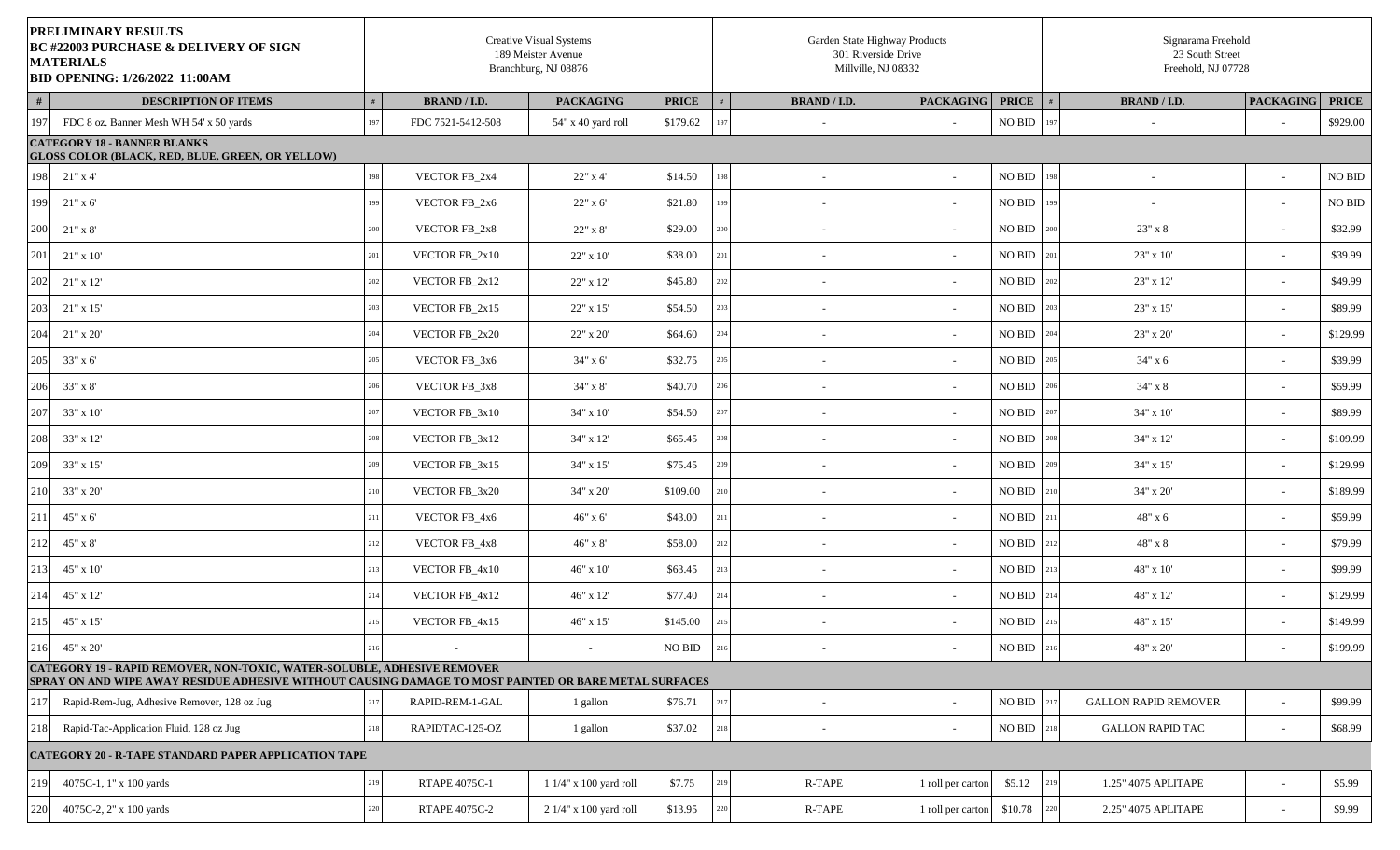| **PRELIMINARY RESULTS BC #22003 PURCHASE & DELIVERY OF SIGN MATERIALS BID OPENING: 1/26/2022 11:00AM** | | Creative Visual Systems 189 Meister Avenue Branchburg, NJ 08876 | | | | Garden State Highway Products 301 Riverside Drive Millville, NJ 08332 | | | | Signarama Freehold 23 South Street Freehold, NJ 07728 | | | |
|---|---|---|---|---|---|---|---|---|---|---|---|---|---|
| **#** | **DESCRIPTION OF ITEMS** | **#** | **BRAND / I.D.** | **PACKAGING** | **PRICE** | **#** | **BRAND / I.D.** | **PACKAGING** | **PRICE** | **#** | **BRAND / I.D.** | **PACKAGING** | **PRICE** |
| 197 | FDC 8 oz. Banner Mesh WH 54' x 50 yards | 197 | FDC 7521-5412-508 | 54" x 40 yard roll | $179.62 | 197 | - | - | NO BID | 197 | - | - | $929.00 |
| **CATEGORY 18 - BANNER BLANKS GLOSS COLOR (BLACK, RED, BLUE, GREEN, OR YELLOW)** | | | | | | | | | | | | | |
| 198 | 21" x 4' | 198 | VECTOR FB_2x4 | 22" x 4' | $14.50 | 198 | - | - | NO BID | 198 | - | - | NO BID |
| 199 | 21" x 6' | 199 | VECTOR FB_2x6 | 22" x 6' | $21.80 | 199 | - | - | NO BID | 199 | - | - | NO BID |
| 200 | 21" x 8' | 200 | VECTOR FB_2x8 | 22" x 8' | $29.00 | 200 | - | - | NO BID | 200 | 23" x 8' | - | $32.99 |
| 201 | 21" x 10' | 201 | VECTOR FB_2x10 | 22" x 10' | $38.00 | 201 | - | - | NO BID | 201 | 23" x 10' | - | $39.99 |
| 202 | 21" x 12' | 202 | VECTOR FB_2x12 | 22" x 12' | $45.80 | 202 | - | - | NO BID | 202 | 23" x 12' | - | $49.99 |
| 203 | 21" x 15' | 203 | VECTOR FB_2x15 | 22" x 15' | $54.50 | 203 | - | - | NO BID | 203 | 23" x 15' | - | $89.99 |
| 204 | 21" x 20' | 204 | VECTOR FB_2x20 | 22" x 20' | $64.60 | 204 | - | - | NO BID | 204 | 23" x 20' | - | $129.99 |
| 205 | 33" x 6' | 205 | VECTOR FB_3x6 | 34" x 6' | $32.75 | 205 | - | - | NO BID | 205 | 34" x 6' | - | $39.99 |
| 206 | 33" x 8' | 206 | VECTOR FB_3x8 | 34" x 8' | $40.70 | 206 | - | - | NO BID | 206 | 34" x 8' | - | $59.99 |
| 207 | 33" x 10' | 207 | VECTOR FB_3x10 | 34" x 10' | $54.50 | 207 | - | - | NO BID | 207 | 34" x 10' | - | $89.99 |
| 208 | 33" x 12' | 208 | VECTOR FB_3x12 | 34" x 12' | $65.45 | 208 | - | - | NO BID | 208 | 34" x 12' | - | $109.99 |
| 209 | 33" x 15' | 209 | VECTOR FB_3x15 | 34" x 15' | $75.45 | 209 | - | - | NO BID | 209 | 34" x 15' | - | $129.99 |
| 210 | 33" x 20' | 210 | VECTOR FB_3x20 | 34" x 20' | $109.00 | 210 | - | - | NO BID | 210 | 34" x 20' | - | $189.99 |
| 211 | 45" x 6' | 211 | VECTOR FB_4x6 | 46" x 6' | $43.00 | 211 | - | - | NO BID | 211 | 48" x 6' | - | $59.99 |
| 212 | 45" x 8' | 212 | VECTOR FB_4x8 | 46" x 8' | $58.00 | 212 | - | - | NO BID | 212 | 48" x 8' | - | $79.99 |
| 213 | 45" x 10' | 213 | VECTOR FB_4x10 | 46" x 10' | $63.45 | 213 | - | - | NO BID | 213 | 48" x 10' | - | $99.99 |
| 214 | 45" x 12' | 214 | VECTOR FB_4x12 | 46" x 12' | $77.40 | 214 | - | - | NO BID | 214 | 48" x 12' | - | $129.99 |
| 215 | 45" x 15' | 215 | VECTOR FB_4x15 | 46" x 15' | $145.00 | 215 | - | - | NO BID | 215 | 48" x 15' | - | $149.99 |
| 216 | 45" x 20' | 216 | - | - | NO BID | 216 | - | - | NO BID | 216 | 48" x 20' | - | $199.99 |
| **CATEGORY 19 - RAPID REMOVER, NON-TOXIC, WATER-SOLUBLE, ADHESIVE REMOVER SPRAY ON AND WIPE AWAY RESIDUE ADHESIVE WITHOUT CAUSING DAMAGE TO MOST PAINTED OR BARE METAL SURFACES** | | | | | | | | | | | | | |
| 217 | Rapid-Rem-Jug, Adhesive Remover, 128 oz Jug | 217 | RAPID-REM-1-GAL | 1 gallon | $76.71 | 217 | - | - | NO BID | 217 | GALLON RAPID REMOVER | - | $99.99 |
| 218 | Rapid-Tac-Application Fluid, 128 oz Jug | 218 | RAPIDTAC-125-OZ | 1 gallon | $37.02 | 218 | - | - | NO BID | 218 | GALLON RAPID TAC | - | $68.99 |
| **CATEGORY 20 - R-TAPE STANDARD PAPER APPLICATION TAPE** | | | | | | | | | | | | | |
| 219 | 4075C-1, 1" x 100 yards | 219 | RTAPE 4075C-1 | 1 1/4" x 100 yard roll | $7.75 | 219 | R-TAPE | 1 roll per carton | $5.12 | 219 | 1.25" 4075 APLITAPE | - | $5.99 |
| 220 | 4075C-2, 2" x 100 yards | 220 | RTAPE 4075C-2 | 2 1/4" x 100 yard roll | $13.95 | 220 | R-TAPE | 1 roll per carton | $10.78 | 220 | 2.25" 4075 APLITAPE | - | $9.99 |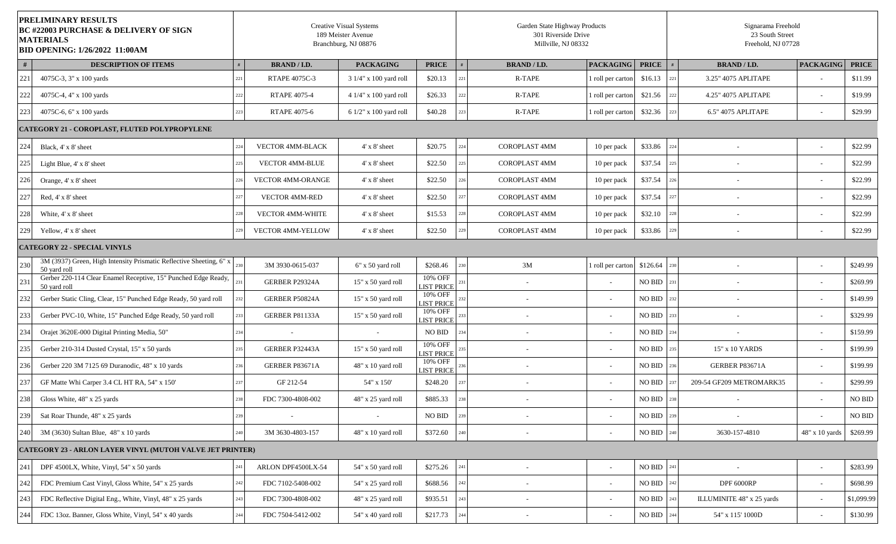**PRELIMINARY RESULTS**
**BC #22003 PURCHASE & DELIVERY OF SIGN MATERIALS**
**BID OPENING: 1/26/2022 11:00AM**

| | | Creative Visual Systems 189 Meister Avenue Branchburg, NJ 08876 | | | | Garden State Highway Products 301 Riverside Drive Millville, NJ 08332 | | | | Signarama Freehold 23 South Street Freehold, NJ 07728 | | | |
|---|---|---|---|---|---|---|---|---|---|---|---|---|---|
| # | DESCRIPTION OF ITEMS | # | BRAND / I.D. | PACKAGING | PRICE | # | BRAND / I.D. | PACKAGING | PRICE | # | BRAND / I.D. | PACKAGING | PRICE |
| 221 | 4075C-3, 3" x 100 yards | 221 | RTAPE 4075C-3 | 3 1/4" x 100 yard roll | $20.13 | 221 | R-TAPE | 1 roll per carton | $16.13 | 221 | 3.25" 4075 APLITAPE | - | $11.99 |
| 222 | 4075C-4, 4" x 100 yards | 222 | RTAPE 4075-4 | 4 1/4" x 100 yard roll | $26.33 | 222 | R-TAPE | 1 roll per carton | $21.56 | 222 | 4.25" 4075 APLITAPE | - | $19.99 |
| 223 | 4075C-6, 6" x 100 yards | 223 | RTAPE 4075-6 | 6 1/2" x 100 yard roll | $40.28 | 223 | R-TAPE | 1 roll per carton | $32.36 | 223 | 6.5" 4075 APLITAPE | - | $29.99 |
| **CATEGORY 21 - COROPLAST, FLUTED POLYPROPYLENE** | | | | | | | | | | | | | |
| 224 | Black, 4' x 8' sheet | 224 | VECTOR 4MM-BLACK | 4' x 8' sheet | $20.75 | 224 | COROPLAST 4MM | 10 per pack | $33.86 | 224 | - | - | $22.99 |
| 225 | Light Blue, 4' x 8' sheet | 225 | VECTOR 4MM-BLUE | 4' x 8' sheet | $22.50 | 225 | COROPLAST 4MM | 10 per pack | $37.54 | 225 | - | - | $22.99 |
| 226 | Orange, 4' x 8' sheet | 226 | VECTOR 4MM-ORANGE | 4' x 8' sheet | $22.50 | 226 | COROPLAST 4MM | 10 per pack | $37.54 | 226 | - | - | $22.99 |
| 227 | Red, 4' x 8' sheet | 227 | VECTOR 4MM-RED | 4' x 8' sheet | $22.50 | 227 | COROPLAST 4MM | 10 per pack | $37.54 | 227 | - | - | $22.99 |
| 228 | White, 4' x 8' sheet | 228 | VECTOR 4MM-WHITE | 4' x 8' sheet | $15.53 | 228 | COROPLAST 4MM | 10 per pack | $32.10 | 228 | - | - | $22.99 |
| 229 | Yellow, 4' x 8' sheet | 229 | VECTOR 4MM-YELLOW | 4' x 8' sheet | $22.50 | 229 | COROPLAST 4MM | 10 per pack | $33.86 | 229 | - | - | $22.99 |
| **CATEGORY 22 - SPECIAL VINYLS** | | | | | | | | | | | | | |
| 230 | 3M (3937) Green, High Intensity Prismatic Reflective Sheeting, 6" x 50 yard roll | 230 | 3M 3930-0615-037 | 6" x 50 yard roll | $268.46 | 230 | 3M | 1 roll per carton | $126.64 | 230 | - | - | $249.99 |
| 231 | Gerber 220-114 Clear Enamel Receptive, 15" Punched Edge Ready, 50 yard roll | 231 | GERBER P29324A | 15" x 50 yard roll | 10% OFF LIST PRICE | 231 | - | - | NO BID | 231 | - | - | $269.99 |
| 232 | Gerber Static Cling, Clear, 15" Punched Edge Ready, 50 yard roll | 232 | GERBER P50824A | 15" x 50 yard roll | 10% OFF LIST PRICE | 232 | - | - | NO BID | 232 | - | - | $149.99 |
| 233 | Gerber PVC-10, White, 15" Punched Edge Ready, 50 yard roll | 233 | GERBER P81133A | 15" x 50 yard roll | 10% OFF LIST PRICE | 233 | - | - | NO BID | 233 | - | - | $329.99 |
| 234 | Orajet 3620E-000 Digital Printing Media, 50" | 234 | - | - | NO BID | 234 | - | - | NO BID | 234 | - | - | $159.99 |
| 235 | Gerber 210-314 Dusted Crystal, 15" x 50 yards | 235 | GERBER P32443A | 15" x 50 yard roll | 10% OFF LIST PRICE | 235 | - | - | NO BID | 235 | 15" x 10 YARDS | - | $199.99 |
| 236 | Gerber 220 3M 7125 69 Duranodic, 48" x 10 yards | 236 | GERBER P83671A | 48" x 10 yard roll | 10% OFF LIST PRICE | 236 | - | - | NO BID | 236 | GERBER P83671A | - | $199.99 |
| 237 | GF Matte Whi Carper 3.4 CL HT RA, 54" x 150' | 237 | GF 212-54 | 54" x 150' | $248.20 | 237 | - | - | NO BID | 237 | 209-54 GF209 METROMARK35 | - | $299.99 |
| 238 | Gloss White, 48" x 25 yards | 238 | FDC 7300-4808-002 | 48" x 25 yard roll | $885.33 | 238 | - | - | NO BID | 238 | - | - | NO BID |
| 239 | Sat Roar Thunde, 48" x 25 yards | 239 | - | - | NO BID | 239 | - | - | NO BID | 239 | - | - | NO BID |
| 240 | 3M (3630) Sultan Blue, 48" x 10 yards | 240 | 3M 3630-4803-157 | 48" x 10 yard roll | $372.60 | 240 | - | - | NO BID | 240 | 3630-157-4810 | 48" x 10 yards | $269.99 |
| **CATEGORY 23 - ARLON LAYER VINYL (MUTOH VALVE JET PRINTER)** | | | | | | | | | | | | | |
| 241 | DPF 4500LX, White, Vinyl, 54" x 50 yards | 241 | ARLON DPF4500LX-54 | 54" x 50 yard roll | $275.26 | 241 | - | - | NO BID | 241 | - | - | $283.99 |
| 242 | FDC Premium Cast Vinyl, Gloss White, 54" x 25 yards | 242 | FDC 7102-5408-002 | 54" x 25 yard roll | $688.56 | 242 | - | - | NO BID | 242 | DPF 6000RP | - | $698.99 |
| 243 | FDC Reflective Digital Eng., White, Vinyl, 48" x 25 yards | 243 | FDC 7300-4808-002 | 48" x 25 yard roll | $935.51 | 243 | - | - | NO BID | 243 | ILLUMINITE 48" x 25 yards | - | $1,099.99 |
| 244 | FDC 13oz. Banner, Gloss White, Vinyl, 54" x 40 yards | 244 | FDC 7504-5412-002 | 54" x 40 yard roll | $217.73 | 244 | - | - | NO BID | 244 | 54" x 115' 1000D | - | $130.99 |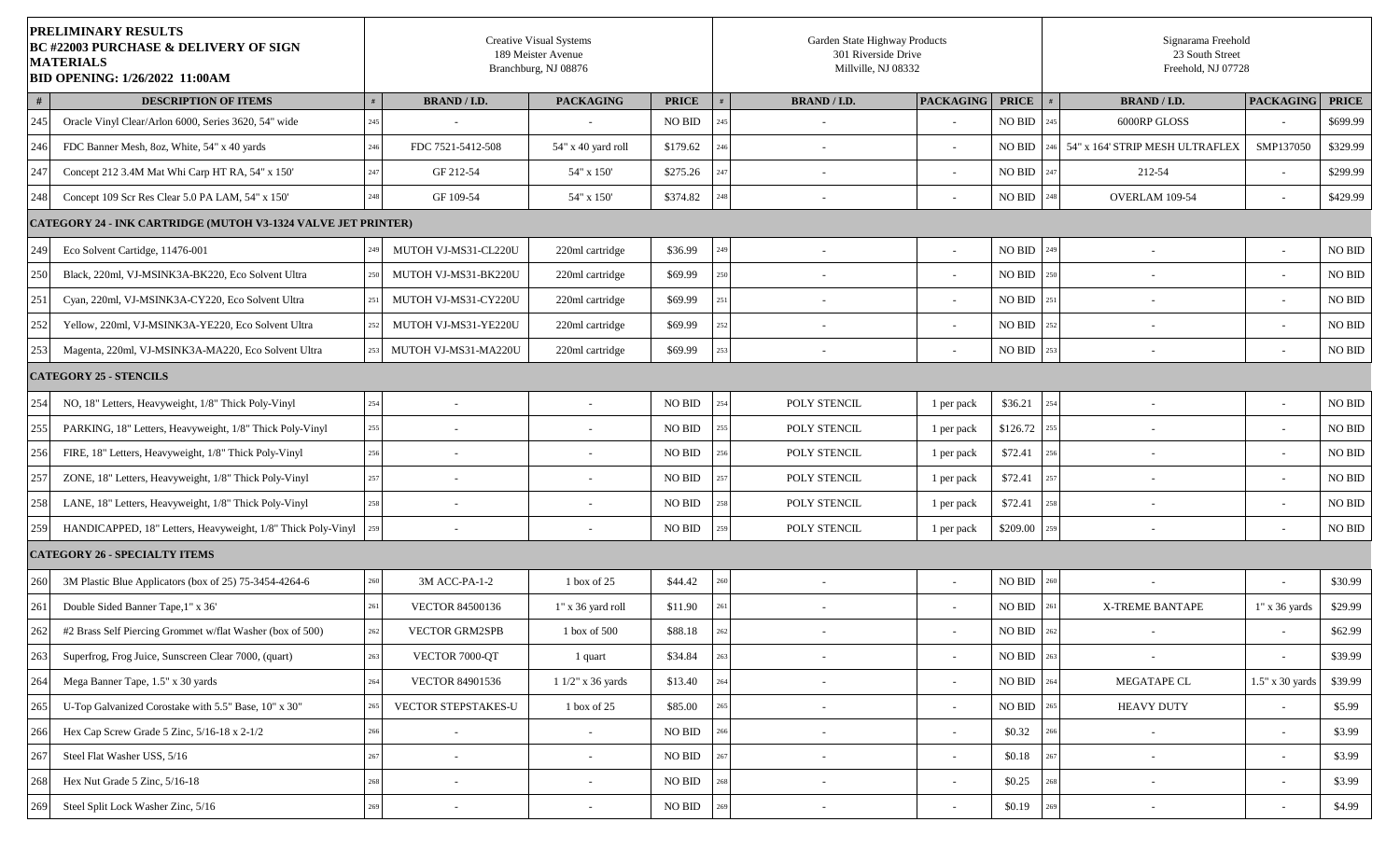| PRELIMINARY RESULTS<br>BC #22003 PURCHASE & DELIVERY OF SIGN MATERIALS<br>BID OPENING: 1/26/2022 11:00AM | | Creative Visual Systems<br>189 Meister Avenue<br>Branchburg, NJ 08876 | | | | Garden State Highway Products<br>301 Riverside Drive<br>Millville, NJ 08332 | | | | Signarama Freehold<br>23 South Street<br>Freehold, NJ 07728 | | | |
|---|---|---|---|---|---|---|---|---|---|---|---|---|---|
| # | DESCRIPTION OF ITEMS | # | BRAND / I.D. | PACKAGING | PRICE | # | BRAND / I.D. | PACKAGING | PRICE | # | BRAND / I.D. | PACKAGING | PRICE |
| 245 | Oracle Vinyl Clear/Arlon 6000, Series 3620, 54" wide | 245 | - | - | NO BID | 245 | - | - | NO BID | 245 | 6000RP GLOSS | - | $699.99 |
| 246 | FDC Banner Mesh, 8oz, White, 54" x 40 yards | 246 | FDC 7521-5412-508 | 54" x 40 yard roll | $179.62 | 246 | - | - | NO BID | 246 | 54" x 164' STRIP MESH ULTRAFLEX | SMP137050 | $329.99 |
| 247 | Concept 212 3.4M Mat Whi Carp HT RA, 54" x 150' | 247 | GF 212-54 | 54" x 150' | $275.26 | 247 | - | - | NO BID | 247 | 212-54 | - | $299.99 |
| 248 | Concept 109 Scr Res Clear 5.0 PA LAM, 54" x 150' | 248 | GF 109-54 | 54" x 150' | $374.82 | 248 | - | - | NO BID | 248 | OVERLAM 109-54 | - | $429.99 |
| **CATEGORY 24 - INK CARTRIDGE (MUTOH V3-1324 VALVE JET PRINTER)** | | | | | | | | | | | | | |
| 249 | Eco Solvent Cartidge, 11476-001 | 249 | MUTOH VJ-MS31-CL220U | 220ml cartridge | $36.99 | 249 | - | - | NO BID | 249 | - | - | NO BID |
| 250 | Black, 220ml, VJ-MSINK3A-BK220, Eco Solvent Ultra | 250 | MUTOH VJ-MS31-BK220U | 220ml cartridge | $69.99 | 250 | - | - | NO BID | 250 | - | - | NO BID |
| 251 | Cyan, 220ml, VJ-MSINK3A-CY220, Eco Solvent Ultra | 251 | MUTOH VJ-MS31-CY220U | 220ml cartridge | $69.99 | 251 | - | - | NO BID | 251 | - | - | NO BID |
| 252 | Yellow, 220ml, VJ-MSINK3A-YE220, Eco Solvent Ultra | 252 | MUTOH VJ-MS31-YE220U | 220ml cartridge | $69.99 | 252 | - | - | NO BID | 252 | - | - | NO BID |
| 253 | Magenta, 220ml, VJ-MSINK3A-MA220, Eco Solvent Ultra | 253 | MUTOH VJ-MS31-MA220U | 220ml cartridge | $69.99 | 253 | - | - | NO BID | 253 | - | - | NO BID |
| **CATEGORY 25 - STENCILS** | | | | | | | | | | | | | |
| 254 | NO, 18" Letters, Heavyweight, 1/8" Thick Poly-Vinyl | 254 | - | - | NO BID | 254 | POLY STENCIL | 1 per pack | $36.21 | 254 | - | - | NO BID |
| 255 | PARKING, 18" Letters, Heavyweight, 1/8" Thick Poly-Vinyl | 255 | - | - | NO BID | 255 | POLY STENCIL | 1 per pack | $126.72 | 255 | - | - | NO BID |
| 256 | FIRE, 18" Letters, Heavyweight, 1/8" Thick Poly-Vinyl | 256 | - | - | NO BID | 256 | POLY STENCIL | 1 per pack | $72.41 | 256 | - | - | NO BID |
| 257 | ZONE, 18" Letters, Heavyweight, 1/8" Thick Poly-Vinyl | 257 | - | - | NO BID | 257 | POLY STENCIL | 1 per pack | $72.41 | 257 | - | - | NO BID |
| 258 | LANE, 18" Letters, Heavyweight, 1/8" Thick Poly-Vinyl | 258 | - | - | NO BID | 258 | POLY STENCIL | 1 per pack | $72.41 | 258 | - | - | NO BID |
| 259 | HANDICAPPED, 18" Letters, Heavyweight, 1/8" Thick Poly-Vinyl | 259 | - | - | NO BID | 259 | POLY STENCIL | 1 per pack | $209.00 | 259 | - | - | NO BID |
| **CATEGORY 26 - SPECIALTY ITEMS** | | | | | | | | | | | | | |
| 260 | 3M Plastic Blue Applicators (box of 25) 75-3454-4264-6 | 260 | 3M ACC-PA-1-2 | 1 box of 25 | $44.42 | 260 | - | - | NO BID | 260 | - | - | $30.99 |
| 261 | Double Sided Banner Tape,1" x 36' | 261 | VECTOR 84500136 | 1" x 36 yard roll | $11.90 | 261 | - | - | NO BID | 261 | X-TREME BANTAPE | 1" x 36 yards | $29.99 |
| 262 | #2 Brass Self Piercing Grommet w/flat Washer (box of 500) | 262 | VECTOR GRM2SPB | 1 box of 500 | $88.18 | 262 | - | - | NO BID | 262 | - | - | $62.99 |
| 263 | Superfrog, Frog Juice, Sunscreen Clear 7000, (quart) | 263 | VECTOR 7000-QT | 1 quart | $34.84 | 263 | - | - | NO BID | 263 | - | - | $39.99 |
| 264 | Mega Banner Tape, 1.5" x 30 yards | 264 | VECTOR 84901536 | 1 1/2" x 36 yards | $13.40 | 264 | - | - | NO BID | 264 | MEGATAPE CL | 1.5" x 30 yards | $39.99 |
| 265 | U-Top Galvanized Corostake with 5.5" Base, 10" x 30" | 265 | VECTOR STEPSTAKES-U | 1 box of 25 | $85.00 | 265 | - | - | NO BID | 265 | HEAVY DUTY | - | $5.99 |
| 266 | Hex Cap Screw Grade 5 Zinc, 5/16-18 x 2-1/2 | 266 | - | - | NO BID | 266 | - | - | $0.32 | 266 | - | - | $3.99 |
| 267 | Steel Flat Washer USS, 5/16 | 267 | - | - | NO BID | 267 | - | - | $0.18 | 267 | - | - | $3.99 |
| 268 | Hex Nut Grade 5 Zinc, 5/16-18 | 268 | - | - | NO BID | 268 | - | - | $0.25 | 268 | - | - | $3.99 |
| 269 | Steel Split Lock Washer Zinc, 5/16 | 269 | - | - | NO BID | 269 | - | - | $0.19 | 269 | - | - | $4.99 |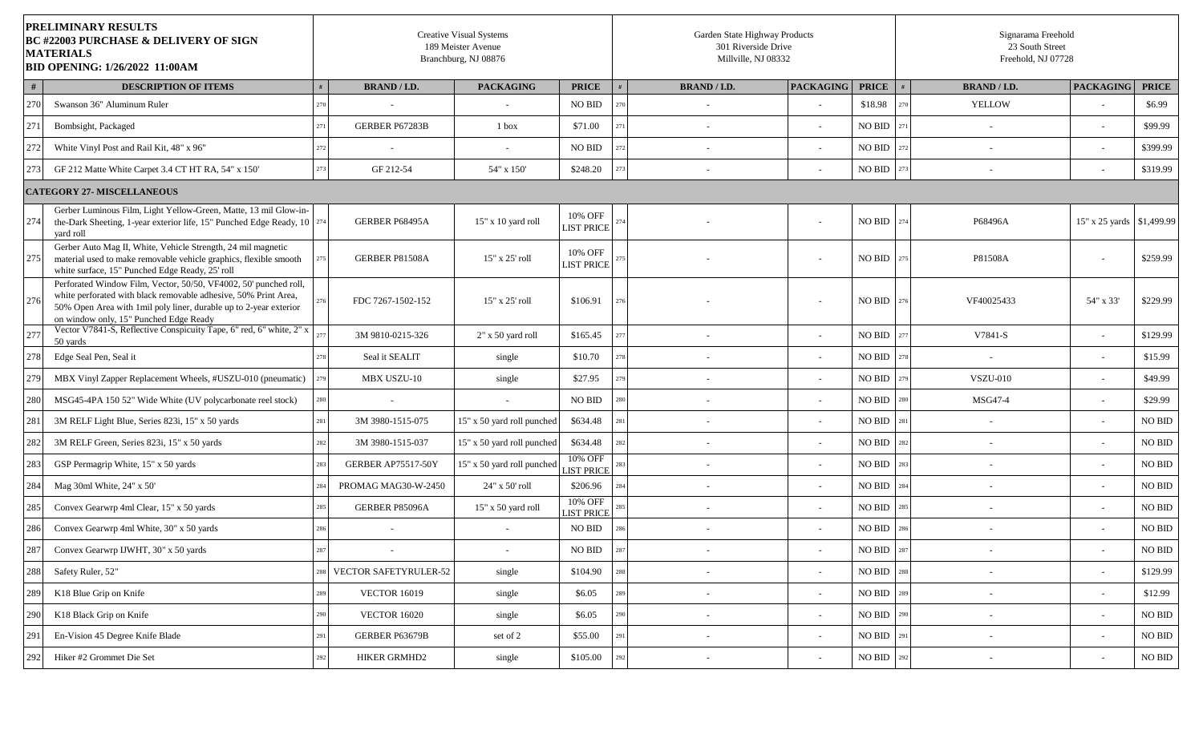| **PRELIMINARY RESULTS BC #22003 PURCHASE & DELIVERY OF SIGN MATERIALS BID OPENING: 1/26/2022 11:00AM** | | Creative Visual Systems 189 Meister Avenue Branchburg, NJ 08876 | | | | Garden State Highway Products 301 Riverside Drive Millville, NJ 08332 | | | | Signarama Freehold 23 South Street Freehold, NJ 07728 | | | |
|---|---|---|---|---|---|---|---|---|---|---|---|---|---|
| **#** | **DESCRIPTION OF ITEMS** | **#** | **BRAND / I.D.** | **PACKAGING** | **PRICE** | **#** | **BRAND / I.D.** | **PACKAGING** | **PRICE** | **#** | **BRAND / I.D.** | **PACKAGING** | **PRICE** |
| 270 | Swanson 36" Aluminum Ruler | 270 | - | - | NO BID | 270 | - | - | $18.98 | 270 | YELLOW | - | $6.99 |
| 271 | Bombsight, Packaged | 271 | GERBER P67283B | 1 box | $71.00 | 271 | - | - | NO BID | 271 | - | - | $99.99 |
| 272 | White Vinyl Post and Rail Kit, 48" x 96" | 272 | - | - | NO BID | 272 | - | - | NO BID | 272 | - | - | $399.99 |
| 273 | GF 212 Matte White Carpet 3.4 CT HT RA, 54" x 150' | 273 | GF 212-54 | 54" x 150' | $248.20 | 273 | - | - | NO BID | 273 | - | - | $319.99 |
| **CATEGORY 27- MISCELLANEOUS** | | | | | | | | | | | | | |
| 274 | Gerber Luminous Film, Light Yellow-Green, Matte, 13 mil Glow-in-the-Dark Sheeting, 1-year exterior life, 15" Punched Edge Ready, 10 yard roll | 274 | GERBER P68495A | 15" x 10 yard roll | 10% OFF LIST PRICE | 274 | - | - | NO BID | 274 | P68496A | 15" x 25 yards | $1,499.99 |
| 275 | Gerber Auto Mag II, White, Vehicle Strength, 24 mil magnetic material used to make removable vehicle graphics, flexible smooth white surface, 15" Punched Edge Ready, 25' roll | 275 | GERBER P81508A | 15" x 25' roll | 10% OFF LIST PRICE | 275 | - | - | NO BID | 275 | P81508A | - | $259.99 |
| 276 | Perforated Window Film, Vector, 50/50, VF4002, 50' punched roll, white perforated with black removable adhesive, 50% Print Area, 50% Open Area with 1mil poly liner, durable up to 2-year exterior on window only, 15" Punched Edge Ready | 276 | FDC 7267-1502-152 | 15" x 25' roll | $106.91 | 276 | - | - | NO BID | 276 | VF40025433 | 54" x 33' | $229.99 |
| 277 | Vector V7841-S, Reflective Conspicuity Tape, 6" red, 6" white, 2" x 50 yards | 277 | 3M 9810-0215-326 | 2" x 50 yard roll | $165.45 | 277 | - | - | NO BID | 277 | V7841-S | - | $129.99 |
| 278 | Edge Seal Pen, Seal it | 278 | Seal it SEALIT | single | $10.70 | 278 | - | - | NO BID | 278 | - | - | $15.99 |
| 279 | MBX Vinyl Zapper Replacement Wheels, #USZU-010 (pneumatic) | 279 | MBX USZU-10 | single | $27.95 | 279 | - | - | NO BID | 279 | VSZU-010 | - | $49.99 |
| 280 | MSG45-4PA 150 52" Wide White (UV polycarbonate reel stock) | 280 | - | - | NO BID | 280 | - | - | NO BID | 280 | MSG47-4 | - | $29.99 |
| 281 | 3M RELF Light Blue, Series 823i, 15" x 50 yards | 281 | 3M 3980-1515-075 | 15" x 50 yard roll punched | $634.48 | 281 | - | - | NO BID | 281 | - | - | NO BID |
| 282 | 3M RELF Green, Series 823i, 15" x 50 yards | 282 | 3M 3980-1515-037 | 15" x 50 yard roll punched | $634.48 | 282 | - | - | NO BID | 282 | - | - | NO BID |
| 283 | GSP Permagrip White, 15" x 50 yards | 283 | GERBER AP75517-50Y | 15" x 50 yard roll punched | 10% OFF LIST PRICE | 283 | - | - | NO BID | 283 | - | - | NO BID |
| 284 | Mag 30ml White, 24" x 50' | 284 | PROMAG MAG30-W-2450 | 24" x 50' roll | $206.96 | 284 | - | - | NO BID | 284 | - | - | NO BID |
| 285 | Convex Gearwrp 4ml Clear, 15" x 50 yards | 285 | GERBER P85096A | 15" x 50 yard roll | 10% OFF LIST PRICE | 285 | - | - | NO BID | 285 | - | - | NO BID |
| 286 | Convex Gearwrp 4ml White, 30" x 50 yards | 286 | - | - | NO BID | 286 | - | - | NO BID | 286 | - | - | NO BID |
| 287 | Convex Gearwrp IJWHT, 30" x 50 yards | 287 | - | - | NO BID | 287 | - | - | NO BID | 287 | - | - | NO BID |
| 288 | Safety Ruler, 52" | 288 | VECTOR SAFETYRULER-52 | single | $104.90 | 288 | - | - | NO BID | 288 | - | - | $129.99 |
| 289 | K18 Blue Grip on Knife | 289 | VECTOR 16019 | single | $6.05 | 289 | - | - | NO BID | 289 | - | - | $12.99 |
| 290 | K18 Black Grip on Knife | 290 | VECTOR 16020 | single | $6.05 | 290 | - | - | NO BID | 290 | - | - | NO BID |
| 291 | En-Vision 45 Degree Knife Blade | 291 | GERBER P63679B | set of 2 | $55.00 | 291 | - | - | NO BID | 291 | - | - | NO BID |
| 292 | Hiker #2 Grommet Die Set | 292 | HIKER GRMHD2 | single | $105.00 | 292 | - | - | NO BID | 292 | - | - | NO BID |